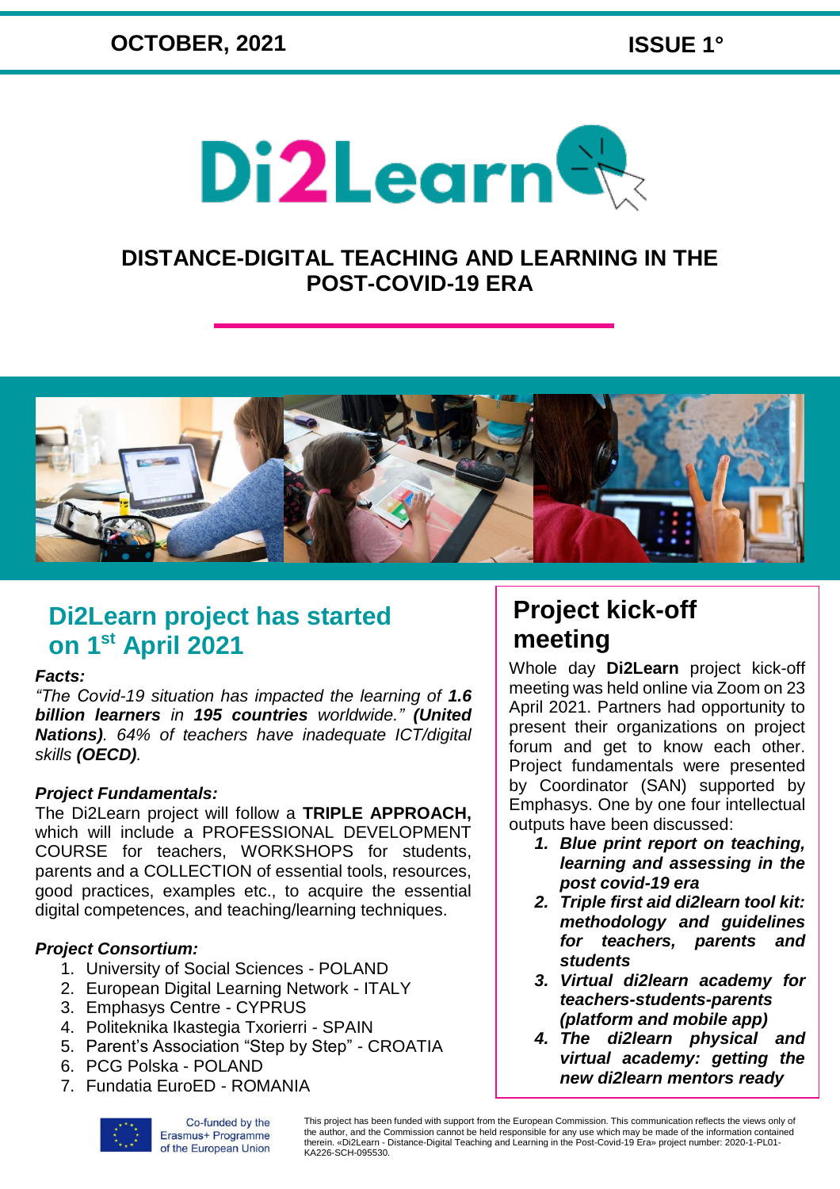OCTOBER, 2021 | ISSUE 1°

# Di2Learn

## DISTANCE-DIGITAL TEACHING AND LEARNING IN THE POST-COVID-19 ERA

## Di2Learn project has started on 1st April 2021

***Facts:***

*"The Covid-19 situation has impacted the learning of **1.6 billion learners** in **195 countries** worldwide." **(United Nations)**. 64% of teachers have inadequate ICT/digital skills **(OECD)**.*

***Project Fundamentals:***

The Di2Learn project will follow a **TRIPLE APPROACH,** which will include a PROFESSIONAL DEVELOPMENT COURSE for teachers, WORKSHOPS for students, parents and a COLLECTION of essential tools, resources, good practices, examples etc., to acquire the essential digital competences, and teaching/learning techniques.

***Project Consortium:***

1. University of Social Sciences - POLAND
2. European Digital Learning Network - ITALY
3. Emphasys Centre - CYPRUS
4. Politeknika Ikastegia Txorierri - SPAIN
5. Parent's Association "Step by Step" - CROATIA
6. PCG Polska - POLAND
7. Fundatia EuroED - ROMANIA

## Project kick-off meeting

Whole day **Di2Learn** project kick-off meeting was held online via Zoom on 23 April 2021. Partners had opportunity to present their organizations on project forum and get to know each other. Project fundamentals were presented by Coordinator (SAN) supported by Emphasys. One by one four intellectual outputs have been discussed:

1. ***Blue print report on teaching, learning and assessing in the post covid-19 era***
2. ***Triple first aid di2learn tool kit: methodology and guidelines for teachers, parents and students***
3. ***Virtual di2learn academy for teachers-students-parents (platform and mobile app)***
4. ***The di2learn physical and virtual academy: getting the new di2learn mentors ready***

Co-funded by the Erasmus+ Programme of the European Union

This project has been funded with support from the European Commission. This communication reflects the views only of the author, and the Commission cannot be held responsible for any use which may be made of the information contained therein. «Di2Learn - Distance-Digital Teaching and Learning in the Post-Covid-19 Era» project number: 2020-1-PL01-KA226-SCH-095530.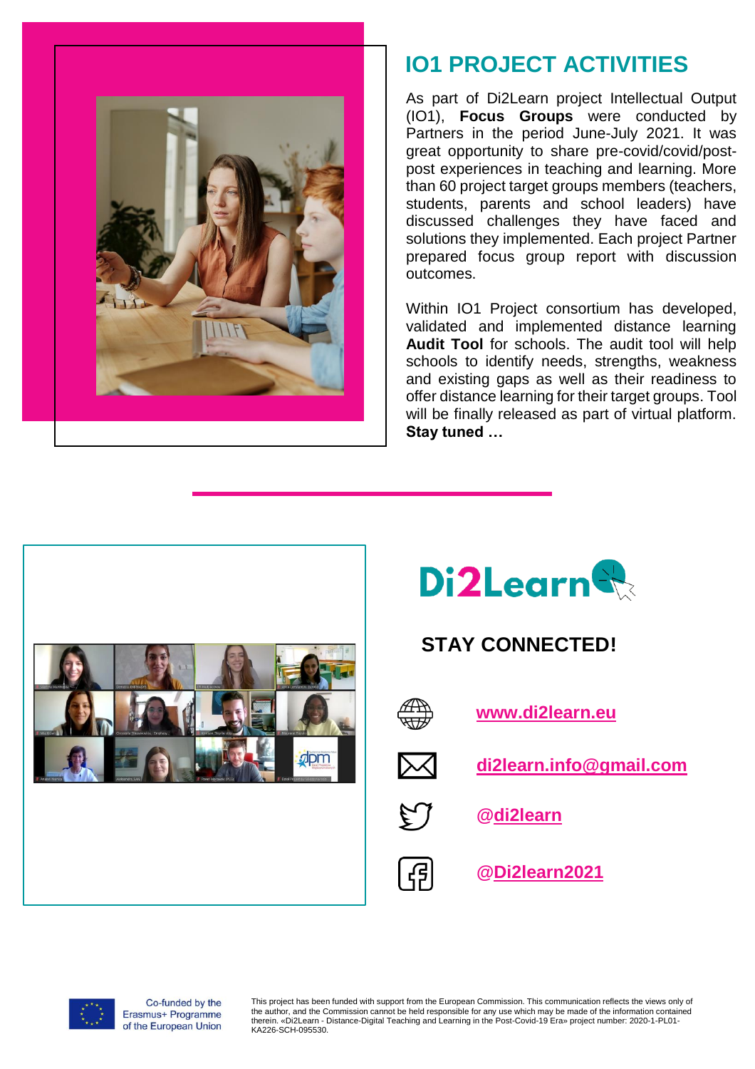## IO1 PROJECT ACTIVITIES

As part of Di2Learn project Intellectual Output (IO1), **Focus Groups** were conducted by Partners in the period June-July 2021. It was great opportunity to share pre-covid/covid/post-post experiences in teaching and learning. More than 60 project target groups members (teachers, students, parents and school leaders) have discussed challenges they have faced and solutions they implemented. Each project Partner prepared focus group report with discussion outcomes.

Within IO1 Project consortium has developed, validated and implemented distance learning **Audit Tool** for schools. The audit tool will help schools to identify needs, strengths, weakness and existing gaps as well as their readiness to offer distance learning for their target groups. Tool will be finally released as part of virtual platform. **Stay tuned …**

Di2Learn

## STAY CONNECTED!

www.di2learn.eu

di2learn.info@gmail.com

@di2learn

@Di2learn2021

Co-funded by the Erasmus+ Programme of the European Union

This project has been funded with support from the European Commission. This communication reflects the views only of the author, and the Commission cannot be held responsible for any use which may be made of the information contained therein. «Di2Learn - Distance-Digital Teaching and Learning in the Post-Covid-19 Era» project number: 2020-1-PL01-KA226-SCH-095530.